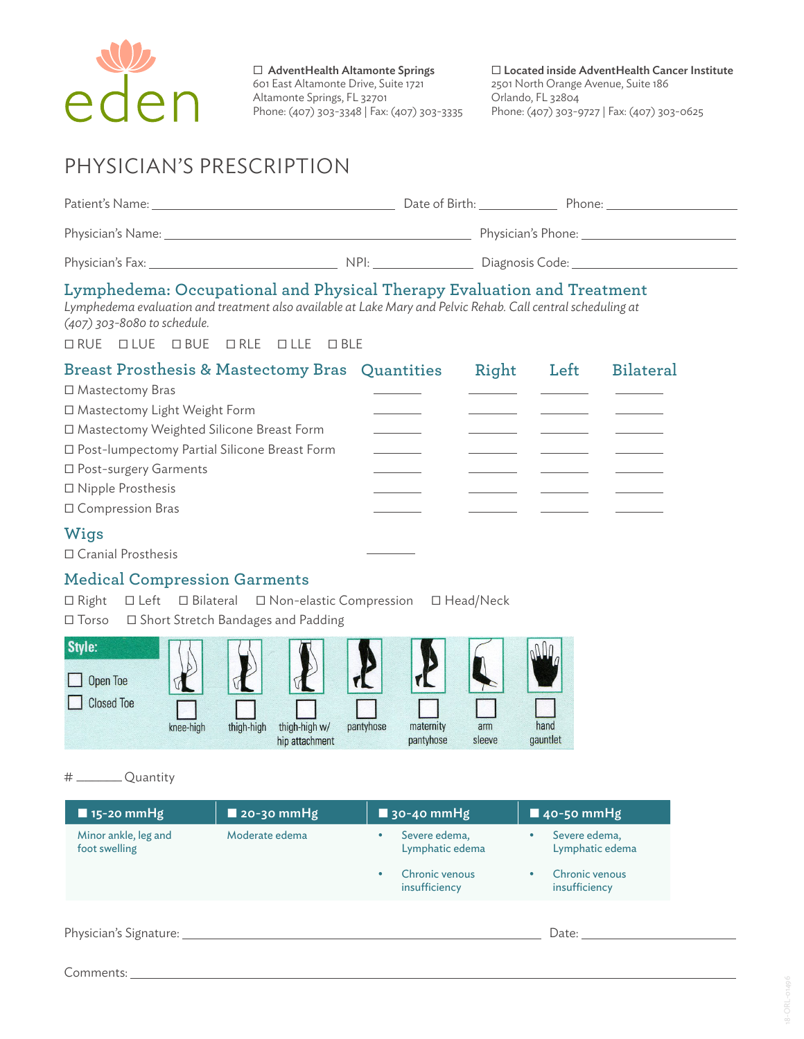eden

☐ **AdventHealth Altamonte Springs**
601 East Altamonte Drive, Suite 1721
Altamonte Springs, FL 32701
Phone: (407) 303-3348 | Fax: (407) 303-3335

☐ **Located inside AdventHealth Cancer Institute**
2501 North Orange Avenue, Suite 186
Orlando, FL 32804
Phone: (407) 303-9727 | Fax: (407) 303-0625

# PHYSICIAN'S PRESCRIPTION

Patient's Name: ______________________ Date of Birth: __________ Phone: ______________

Physician's Name: ______________________ Physician's Phone: ______________

Physician's Fax: ______________ NPI: __________ Diagnosis Code: ______________

## Lymphedema: Occupational and Physical Therapy Evaluation and Treatment

*Lymphedema evaluation and treatment also available at Lake Mary and Pelvic Rehab. Call central scheduling at (407) 303-8080 to schedule.*

☐ RUE ☐ LUE ☐ BUE ☐ RLE ☐ LLE ☐ BLE

## Breast Prosthesis & Mastectomy Bras

| Breast Prosthesis & Mastectomy Bras | Quantities | Right | Left | Bilateral |
|---|---|---|---|---|
| ☐ Mastectomy Bras | ____ | ____ | ____ | ____ |
| ☐ Mastectomy Light Weight Form | ____ | ____ | ____ | ____ |
| ☐ Mastectomy Weighted Silicone Breast Form | ____ | ____ | ____ | ____ |
| ☐ Post-lumpectomy Partial Silicone Breast Form | ____ | ____ | ____ | ____ |
| ☐ Post-surgery Garments | ____ | ____ | ____ | ____ |
| ☐ Nipple Prosthesis | ____ | ____ | ____ | ____ |
| ☐ Compression Bras | ____ | ____ | ____ | ____ |

## Wigs

☐ Cranial Prosthesis ____

## Medical Compression Garments

☐ Right ☐ Left ☐ Bilateral ☐ Non-elastic Compression ☐ Head/Neck
☐ Torso ☐ Short Stretch Bandages and Padding

**Style:**

☐ Open Toe
☐ Closed Toe

☐ knee-high ☐ thigh-high ☐ thigh-high w/ hip attachment ☐ pantyhose ☐ maternity pantyhose ☐ arm sleeve ☐ hand gauntlet

# ______ Quantity

| ■ 15-20 mmHg | ■ 20-30 mmHg | ■ 30-40 mmHg | ■ 40-50 mmHg |
|---|---|---|---|
| Minor ankle, leg and foot swelling | Moderate edema | • Severe edema, Lymphatic edema<br>• Chronic venous insufficiency | • Severe edema, Lymphatic edema<br>• Chronic venous insufficiency |

Physician's Signature: ______________________________ Date: ______________

Comments: ______________________________________________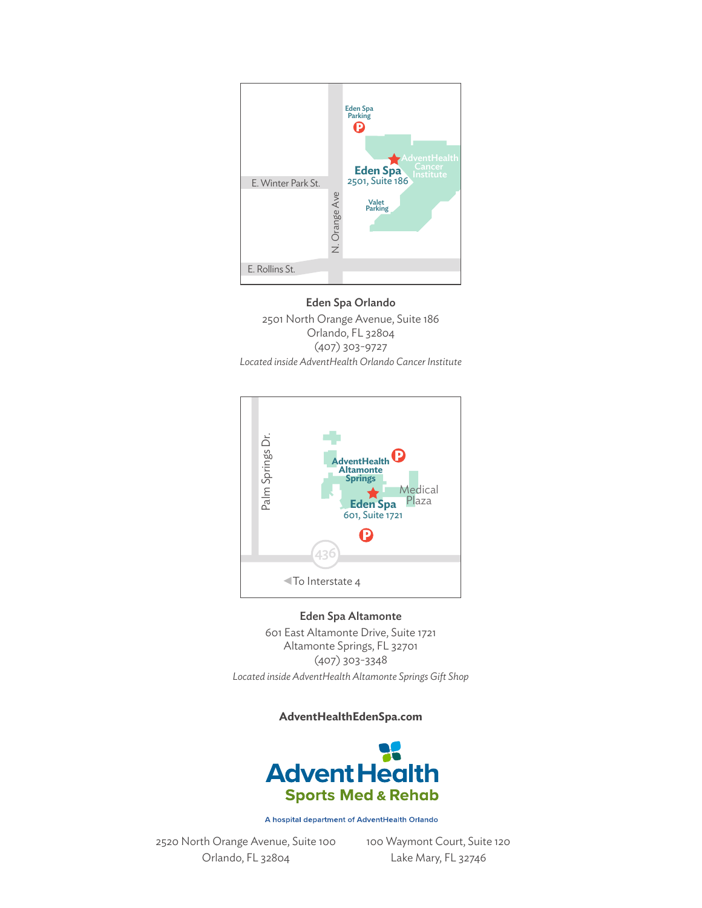Eden Spa Parking

Eden Spa
2501, Suite 186

AdventHealth Cancer Institute

E. Winter Park St.

N. Orange Ave

Valet Parking

E. Rollins St.

**Eden Spa Orlando**

2501 North Orange Avenue, Suite 186
Orlando, FL 32804
(407) 303-9727

*Located inside AdventHealth Orlando Cancer Institute*

Palm Springs Dr.

AdventHealth Altamonte Springs

Medical Plaza

Eden Spa
601, Suite 1721

436

To Interstate 4

**Eden Spa Altamonte**

601 East Altamonte Drive, Suite 1721
Altamonte Springs, FL 32701
(407) 303-3348

*Located inside AdventHealth Altamonte Springs Gift Shop*

**AdventHealthEdenSpa.com**

**AdventHealth**
**Sports Med & Rehab**

A hospital department of AdventHealth Orlando

2520 North Orange Avenue, Suite 100
Orlando, FL 32804

100 Waymont Court, Suite 120
Lake Mary, FL 32746